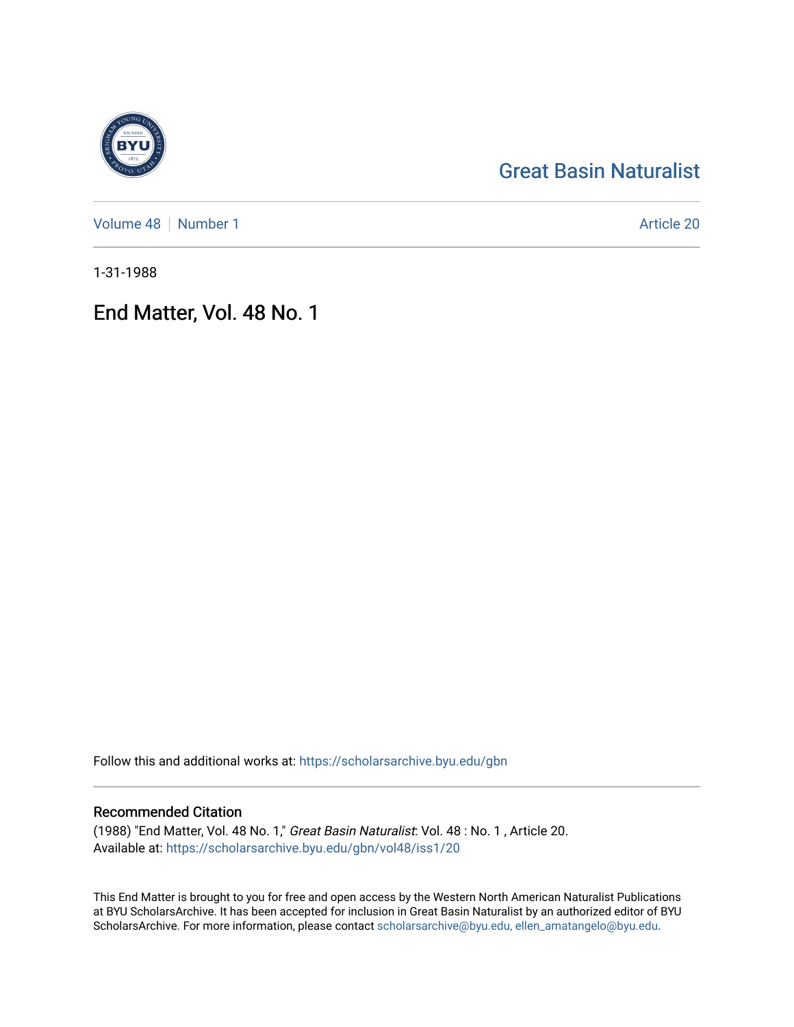Great Basin Naturalist

Volume 48 | Number 1

Article 20

1-31-1988

# End Matter, Vol. 48 No. 1

Follow this and additional works at: https://scholarsarchive.byu.edu/gbn

## Recommended Citation

(1988) "End Matter, Vol. 48 No. 1," *Great Basin Naturalist*: Vol. 48 : No. 1 , Article 20.
Available at: https://scholarsarchive.byu.edu/gbn/vol48/iss1/20

This End Matter is brought to you for free and open access by the Western North American Naturalist Publications at BYU ScholarsArchive. It has been accepted for inclusion in Great Basin Naturalist by an authorized editor of BYU ScholarsArchive. For more information, please contact scholarsarchive@byu.edu, ellen_amatangelo@byu.edu.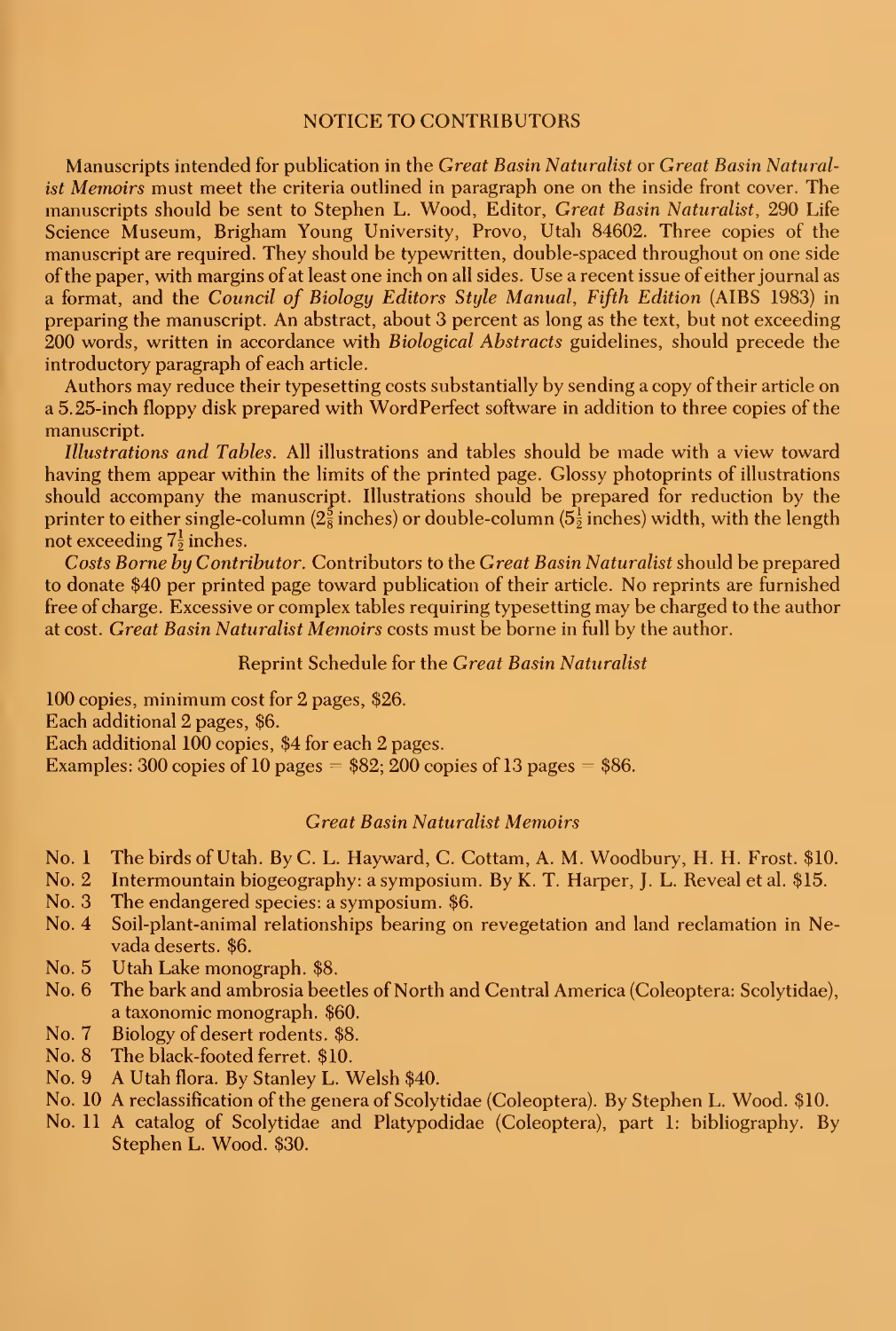## NOTICE TO CONTRIBUTORS

Manuscripts intended for publication in the *Great Basin Naturalist* or *Great Basin Naturalist Memoirs* must meet the criteria outlined in paragraph one on the inside front cover. The manuscripts should be sent to Stephen L. Wood, Editor, *Great Basin Naturalist*, 290 Life Science Museum, Brigham Young University, Provo, Utah 84602. Three copies of the manuscript are required. They should be typewritten, double-spaced throughout on one side of the paper, with margins of at least one inch on all sides. Use a recent issue of either journal as a format, and the *Council of Biology Editors Style Manual, Fifth Edition* (AIBS 1983) in preparing the manuscript. An abstract, about 3 percent as long as the text, but not exceeding 200 words, written in accordance with *Biological Abstracts* guidelines, should precede the introductory paragraph of each article.

Authors may reduce their typesetting costs substantially by sending a copy of their article on a 5.25-inch floppy disk prepared with WordPerfect software in addition to three copies of the manuscript.

*Illustrations and Tables.* All illustrations and tables should be made with a view toward having them appear within the limits of the printed page. Glossy photoprints of illustrations should accompany the manuscript. Illustrations should be prepared for reduction by the printer to either single-column ($2\frac{5}{8}$ inches) or double-column ($5\frac{1}{2}$ inches) width, with the length not exceeding $7\frac{1}{2}$ inches.

*Costs Borne by Contributor.* Contributors to the *Great Basin Naturalist* should be prepared to donate $40 per printed page toward publication of their article. No reprints are furnished free of charge. Excessive or complex tables requiring typesetting may be charged to the author at cost. *Great Basin Naturalist Memoirs* costs must be borne in full by the author.

### Reprint Schedule for the *Great Basin Naturalist*

100 copies, minimum cost for 2 pages, $26.
Each additional 2 pages, $6.
Each additional 100 copies, $4 for each 2 pages.
Examples: 300 copies of 10 pages = $82; 200 copies of 13 pages = $86.

### *Great Basin Naturalist Memoirs*

- No. 1 The birds of Utah. By C. L. Hayward, C. Cottam, A. M. Woodbury, H. H. Frost. $10.
- No. 2 Intermountain biogeography: a symposium. By K. T. Harper, J. L. Reveal et al. $15.
- No. 3 The endangered species: a symposium. $6.
- No. 4 Soil-plant-animal relationships bearing on revegetation and land reclamation in Nevada deserts. $6.
- No. 5 Utah Lake monograph. $8.
- No. 6 The bark and ambrosia beetles of North and Central America (Coleoptera: Scolytidae), a taxonomic monograph. $60.
- No. 7 Biology of desert rodents. $8.
- No. 8 The black-footed ferret. $10.
- No. 9 A Utah flora. By Stanley L. Welsh $40.
- No. 10 A reclassification of the genera of Scolytidae (Coleoptera). By Stephen L. Wood. $10.
- No. 11 A catalog of Scolytidae and Platypodidae (Coleoptera), part 1: bibliography. By Stephen L. Wood. $30.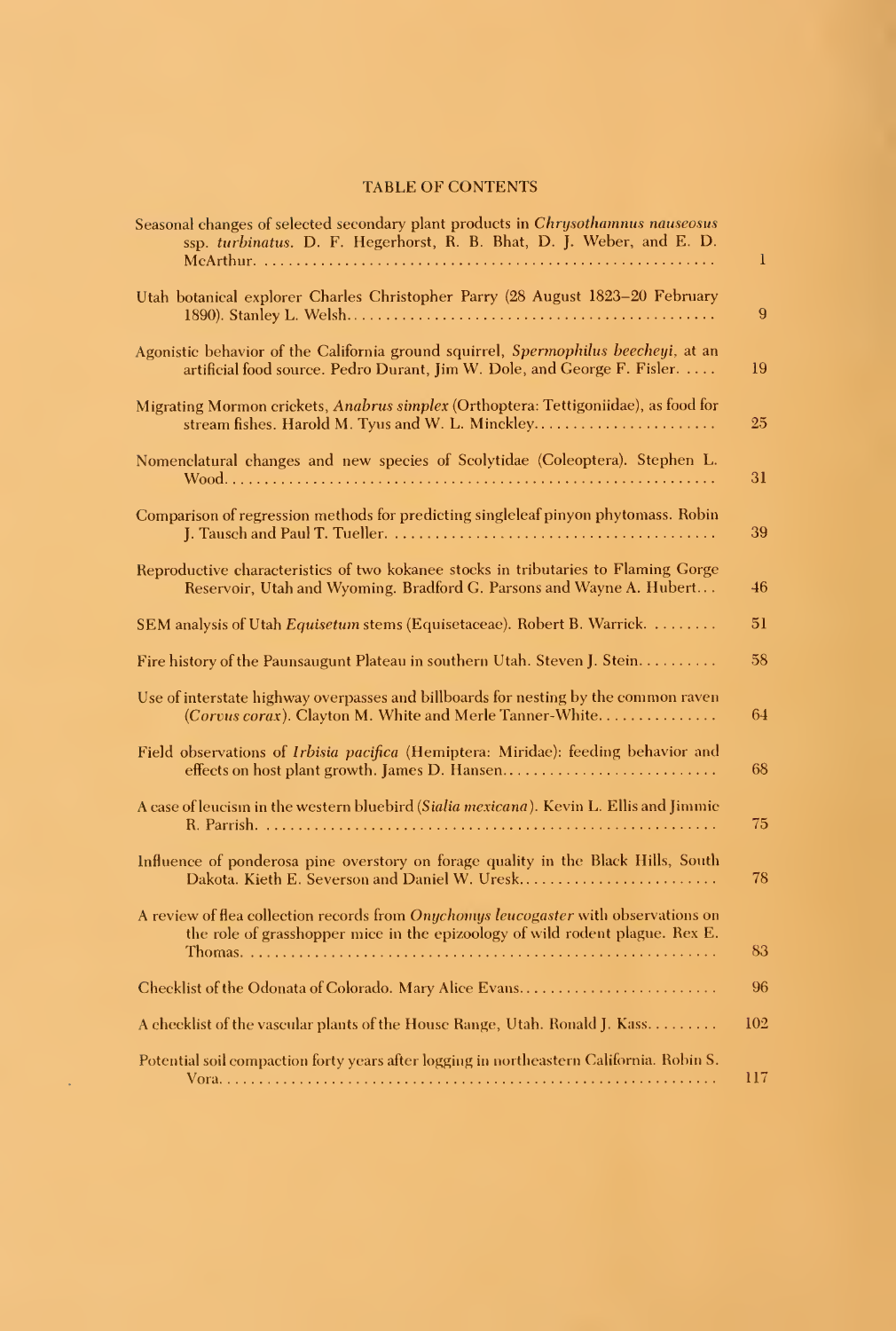## TABLE OF CONTENTS

| | |
|---|---|
| Seasonal changes of selected secondary plant products in *Chrysothamnus nauseosus* ssp. *turbinatus*. D. F. Hegerhorst, R. B. Bhat, D. J. Weber, and E. D. McArthur. | 1 |
| Utah botanical explorer Charles Christopher Parry (28 August 1823–20 February 1890). Stanley L. Welsh. | 9 |
| Agonistic behavior of the California ground squirrel, *Spermophilus beecheyi*, at an artificial food source. Pedro Durant, Jim W. Dole, and George F. Fisler. | 19 |
| Migrating Mormon crickets, *Anabrus simplex* (Orthoptera: Tettigoniidae), as food for stream fishes. Harold M. Tyus and W. L. Minckley. | 25 |
| Nomenclatural changes and new species of Scolytidae (Coleoptera). Stephen L. Wood. | 31 |
| Comparison of regression methods for predicting singleleaf pinyon phytomass. Robin J. Tausch and Paul T. Tueller. | 39 |
| Reproductive characteristics of two kokanee stocks in tributaries to Flaming Gorge Reservoir, Utah and Wyoming. Bradford G. Parsons and Wayne A. Hubert. | 46 |
| SEM analysis of Utah *Equisetum* stems (Equisetaceae). Robert B. Warrick. | 51 |
| Fire history of the Paunsaugunt Plateau in southern Utah. Steven J. Stein. | 58 |
| Use of interstate highway overpasses and billboards for nesting by the common raven (*Corvus corax*). Clayton M. White and Merle Tanner-White. | 64 |
| Field observations of *Irbisia pacifica* (Hemiptera: Miridae): feeding behavior and effects on host plant growth. James D. Hansen. | 68 |
| A case of leucism in the western bluebird (*Sialia mexicana*). Kevin L. Ellis and Jimmie R. Parrish. | 75 |
| Influence of ponderosa pine overstory on forage quality in the Black Hills, South Dakota. Kieth E. Severson and Daniel W. Uresk. | 78 |
| A review of flea collection records from *Onychomys leucogaster* with observations on the role of grasshopper mice in the epizoology of wild rodent plague. Rex E. Thomas. | 83 |
| Checklist of the Odonata of Colorado. Mary Alice Evans. | 96 |
| A checklist of the vascular plants of the House Range, Utah. Ronald J. Kass. | 102 |
| Potential soil compaction forty years after logging in northeastern California. Robin S. Vora. | 117 |